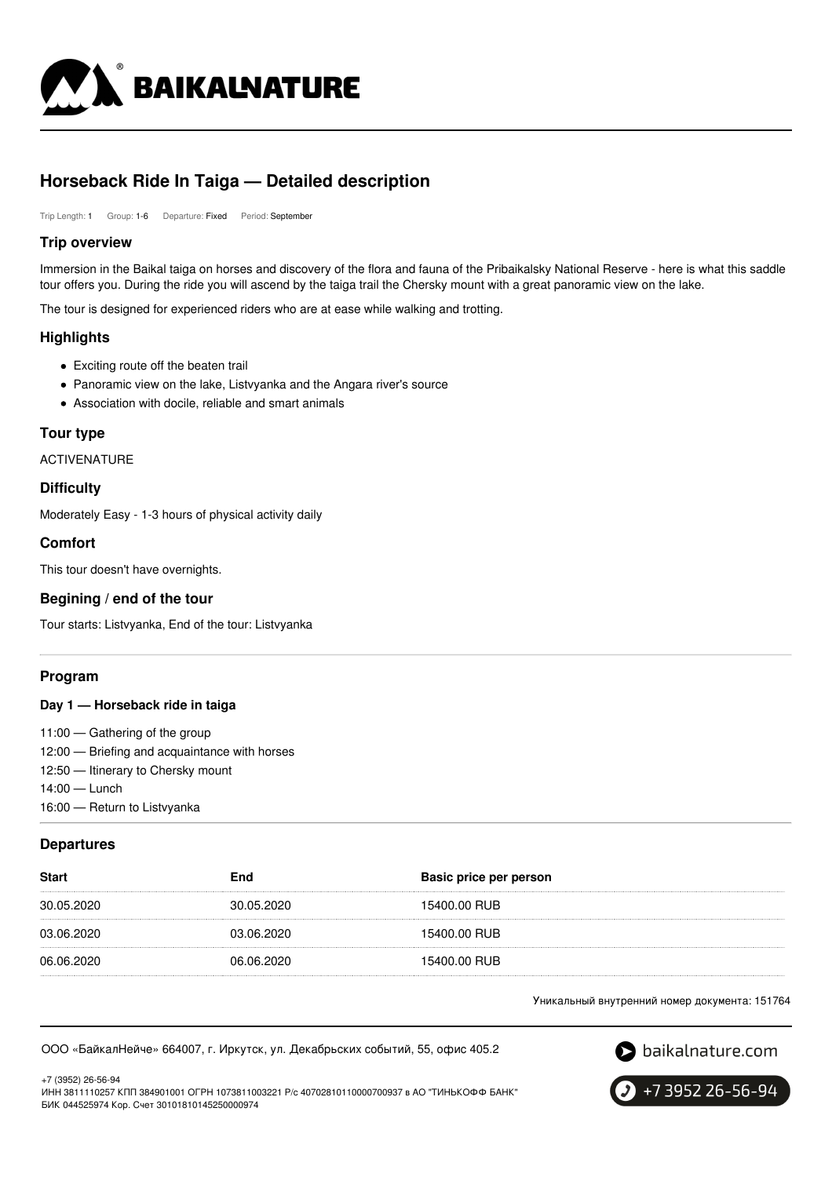# Horseback Ride In Taiga — Detailed description

Trip Length: 1 Group: 1-6 Departure: Fixed Period: September

## Trip overview

Immersion in the Baikal taiga on horses and discovery of the flora and fauna of the Pribaikalsky National Reserve - here is what this saddle tour offers you. During the ride you will ascend by the taiga trail the Chersky mount with a great panoramic view on the lake.

The tour is designed for experienced riders who are at ease while walking and trotting.

## Highlights

- Exciting route off the beaten trail
- Panoramic view on the lake, Listvyanka and the Angara river's source
- Association with docile, reliable and smart animals

## Tour type

ACTIVENATURE

## Difficulty

Moderately Easy - 1-3 hours of physical activity daily

## Comfort

This tour doesn't have overnights.

## Begining / end of the tour

Tour starts: Listvyanka, End of the tour: Listvyanka

## Program

### Day 1 — Horseback ride in taiga

11:00 — Gathering of the group
12:00 — Briefing and acquaintance with horses
12:50 — Itinerary to Chersky mount
14:00 — Lunch
16:00 — Return to Listvyanka

## Departures

| Start | End | Basic price per person |
|---|---|---|
| 30.05.2020 | 30.05.2020 | 15400.00 RUB |
| 03.06.2020 | 03.06.2020 | 15400.00 RUB |
| 06.06.2020 | 06.06.2020 | 15400.00 RUB |

Уникальный внутренний номер документа: 151764

ООО «БайкалНейче» 664007, г. Иркутск, ул. Декабрьских событий, 55, офис 405.2

+7 (3952) 26-56-94
ИНН 3811110257 КПП 384901001 ОГРН 1073811003221 Р/с 40702810110000700937 в АО "ТИНЬКОФФ БАНК"
БИК 044525974 Кор. Счет 30101810145250000974

baikalnature.com

+7 3952 26-56-94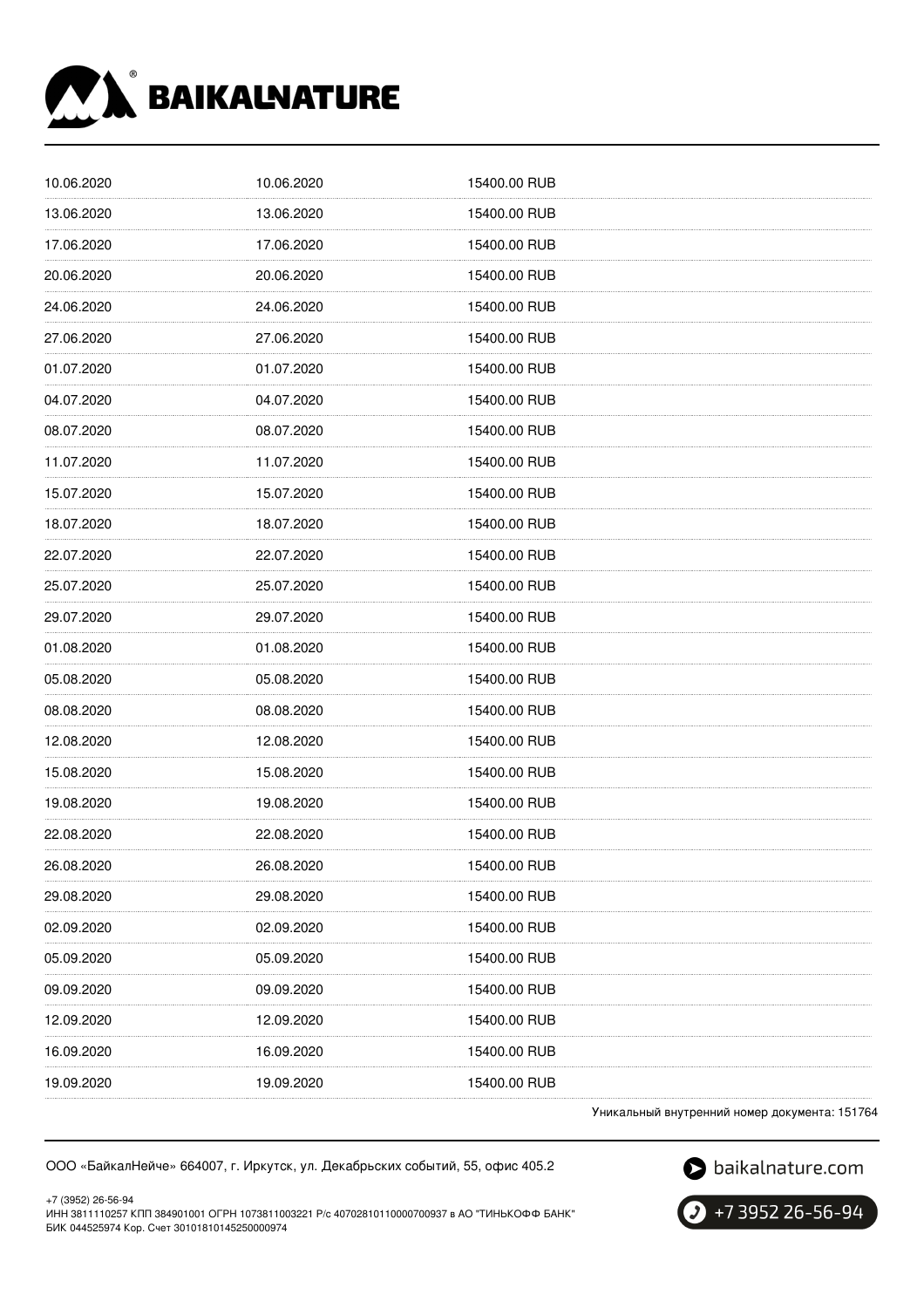| | | | |
|---|---|---|---|
| 10.06.2020 | 10.06.2020 | 15400.00 RUB | |
| 13.06.2020 | 13.06.2020 | 15400.00 RUB | |
| 17.06.2020 | 17.06.2020 | 15400.00 RUB | |
| 20.06.2020 | 20.06.2020 | 15400.00 RUB | |
| 24.06.2020 | 24.06.2020 | 15400.00 RUB | |
| 27.06.2020 | 27.06.2020 | 15400.00 RUB | |
| 01.07.2020 | 01.07.2020 | 15400.00 RUB | |
| 04.07.2020 | 04.07.2020 | 15400.00 RUB | |
| 08.07.2020 | 08.07.2020 | 15400.00 RUB | |
| 11.07.2020 | 11.07.2020 | 15400.00 RUB | |
| 15.07.2020 | 15.07.2020 | 15400.00 RUB | |
| 18.07.2020 | 18.07.2020 | 15400.00 RUB | |
| 22.07.2020 | 22.07.2020 | 15400.00 RUB | |
| 25.07.2020 | 25.07.2020 | 15400.00 RUB | |
| 29.07.2020 | 29.07.2020 | 15400.00 RUB | |
| 01.08.2020 | 01.08.2020 | 15400.00 RUB | |
| 05.08.2020 | 05.08.2020 | 15400.00 RUB | |
| 08.08.2020 | 08.08.2020 | 15400.00 RUB | |
| 12.08.2020 | 12.08.2020 | 15400.00 RUB | |
| 15.08.2020 | 15.08.2020 | 15400.00 RUB | |
| 19.08.2020 | 19.08.2020 | 15400.00 RUB | |
| 22.08.2020 | 22.08.2020 | 15400.00 RUB | |
| 26.08.2020 | 26.08.2020 | 15400.00 RUB | |
| 29.08.2020 | 29.08.2020 | 15400.00 RUB | |
| 02.09.2020 | 02.09.2020 | 15400.00 RUB | |
| 05.09.2020 | 05.09.2020 | 15400.00 RUB | |
| 09.09.2020 | 09.09.2020 | 15400.00 RUB | |
| 12.09.2020 | 12.09.2020 | 15400.00 RUB | |
| 16.09.2020 | 16.09.2020 | 15400.00 RUB | |
| 19.09.2020 | 19.09.2020 | 15400.00 RUB | |

Уникальный внутренний номер документа: 151764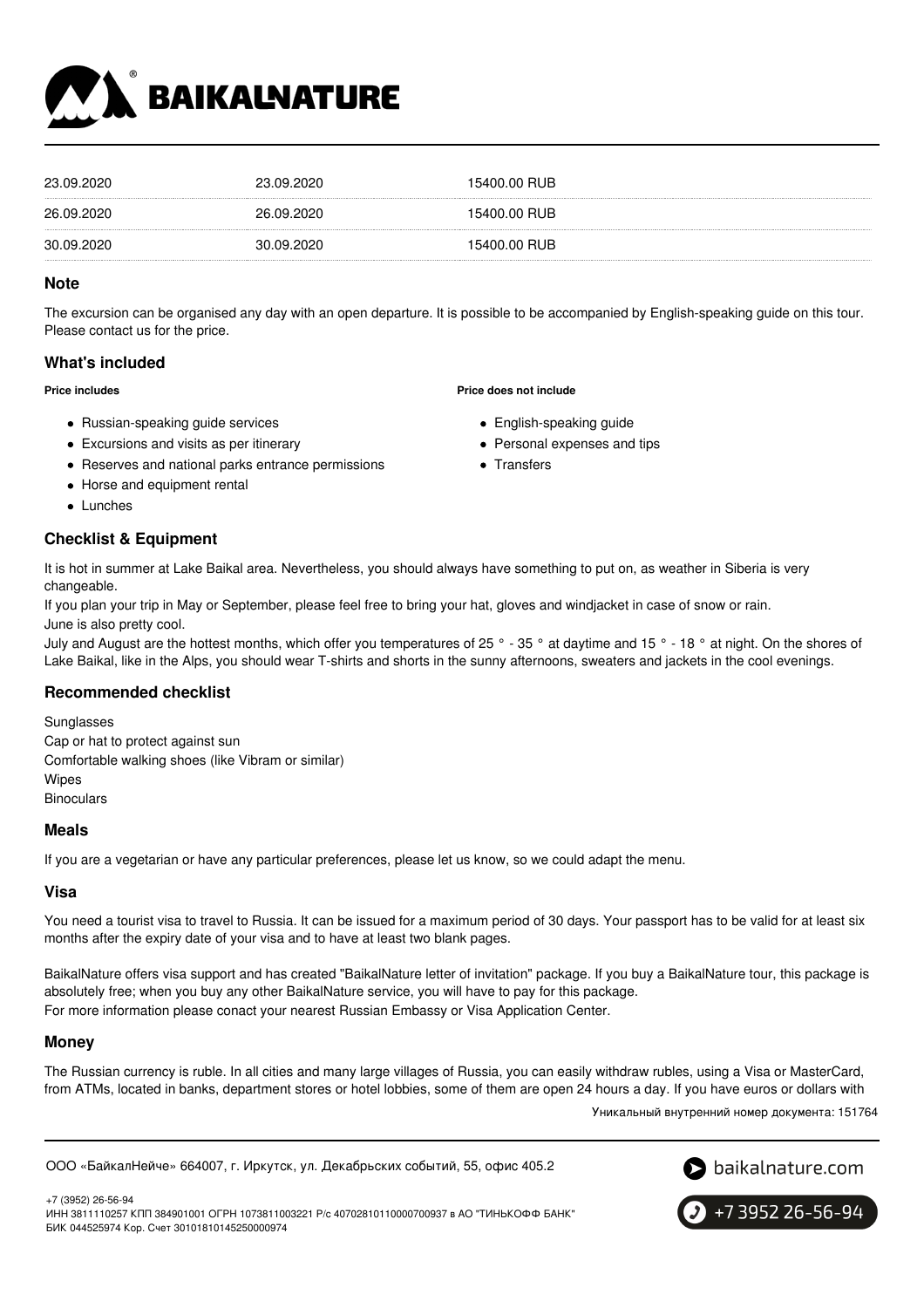| | | |
|---|---|---|
| 23.09.2020 | 23.09.2020 | 15400.00 RUB |
| 26.09.2020 | 26.09.2020 | 15400.00 RUB |
| 30.09.2020 | 30.09.2020 | 15400.00 RUB |

## Note

The excursion can be organised any day with an open departure. It is possible to be accompanied by English-speaking guide on this tour. Please contact us for the price.

## What's included

**Price includes**

- Russian-speaking guide services
- Excursions and visits as per itinerary
- Reserves and national parks entrance permissions
- Horse and equipment rental
- Lunches

**Price does not include**

- English-speaking guide
- Personal expenses and tips
- Transfers

## Checklist & Equipment

It is hot in summer at Lake Baikal area. Nevertheless, you should always have something to put on, as weather in Siberia is very changeable.
If you plan your trip in May or September, please feel free to bring your hat, gloves and windjacket in case of snow or rain.
June is also pretty cool.
July and August are the hottest months, which offer you temperatures of 25 ° - 35 ° at daytime and 15 ° - 18 ° at night. On the shores of Lake Baikal, like in the Alps, you should wear T-shirts and shorts in the sunny afternoons, sweaters and jackets in the cool evenings.

## Recommended checklist

Sunglasses
Cap or hat to protect against sun
Comfortable walking shoes (like Vibram or similar)
Wipes
Binoculars

## Meals

If you are a vegetarian or have any particular preferences, please let us know, so we could adapt the menu.

## Visa

You need a tourist visa to travel to Russia. It can be issued for a maximum period of 30 days. Your passport has to be valid for at least six months after the expiry date of your visa and to have at least two blank pages.

BaikalNature offers visa support and has created "BaikalNature letter of invitation" package. If you buy a BaikalNature tour, this package is absolutely free; when you buy any other BaikalNature service, you will have to pay for this package.
For more information please conact your nearest Russian Embassy or Visa Application Center.

## Money

The Russian currency is ruble. In all cities and many large villages of Russia, you can easily withdraw rubles, using a Visa or MasterCard, from ATMs, located in banks, department stores or hotel lobbies, some of them are open 24 hours a day. If you have euros or dollars with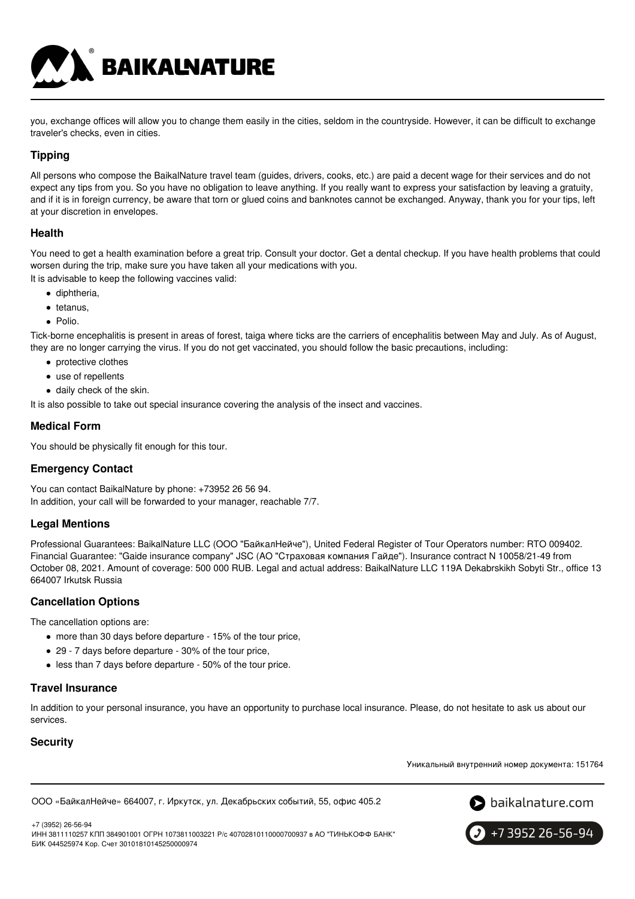you, exchange offices will allow you to change them easily in the cities, seldom in the countryside. However, it can be difficult to exchange traveler's checks, even in cities.

### Tipping

All persons who compose the BaikalNature travel team (guides, drivers, cooks, etc.) are paid a decent wage for their services and do not expect any tips from you. So you have no obligation to leave anything. If you really want to express your satisfaction by leaving a gratuity, and if it is in foreign currency, be aware that torn or glued coins and banknotes cannot be exchanged. Anyway, thank you for your tips, left at your discretion in envelopes.

### Health

You need to get a health examination before a great trip. Consult your doctor. Get a dental checkup. If you have health problems that could worsen during the trip, make sure you have taken all your medications with you.
It is advisable to keep the following vaccines valid:

- diphtheria,
- tetanus,
- Polio.

Tick-borne encephalitis is present in areas of forest, taiga where ticks are the carriers of encephalitis between May and July. As of August, they are no longer carrying the virus. If you do not get vaccinated, you should follow the basic precautions, including:

- protective clothes
- use of repellents
- daily check of the skin.

It is also possible to take out special insurance covering the analysis of the insect and vaccines.

### Medical Form

You should be physically fit enough for this tour.

### Emergency Contact

You can contact BaikalNature by phone: +73952 26 56 94.
In addition, your call will be forwarded to your manager, reachable 7/7.

### Legal Mentions

Professional Guarantees: BaikalNature LLC (ООО "БайкалНейче"), United Federal Register of Tour Operators number: RTO 009402. Financial Guarantee: "Gaide insurance company" JSC (АО "Страховая компания Гайде"). Insurance contract N 10058/21-49 from October 08, 2021. Amount of coverage: 500 000 RUB. Legal and actual address: BaikalNature LLC 119A Dekabrskikh Sobyti Str., office 13 664007 Irkutsk Russia

### Cancellation Options

The cancellation options are:

- more than 30 days before departure - 15% of the tour price,
- 29 - 7 days before departure - 30% of the tour price,
- less than 7 days before departure - 50% of the tour price.

### Travel Insurance

In addition to your personal insurance, you have an opportunity to purchase local insurance. Please, do not hesitate to ask us about our services.

### Security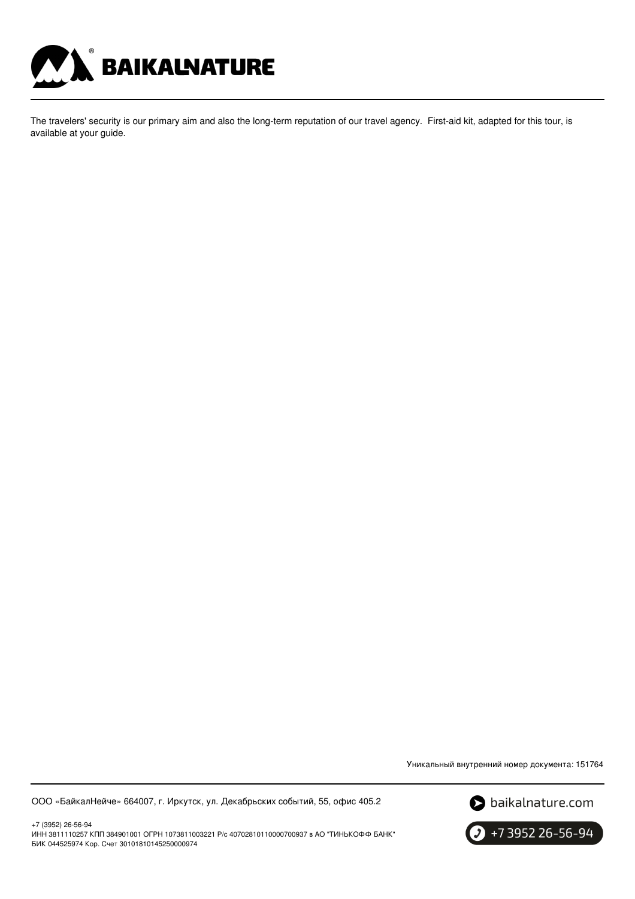The travelers' security is our primary aim and also the long-term reputation of our travel agency. First-aid kit, adapted for this tour, is available at your guide.